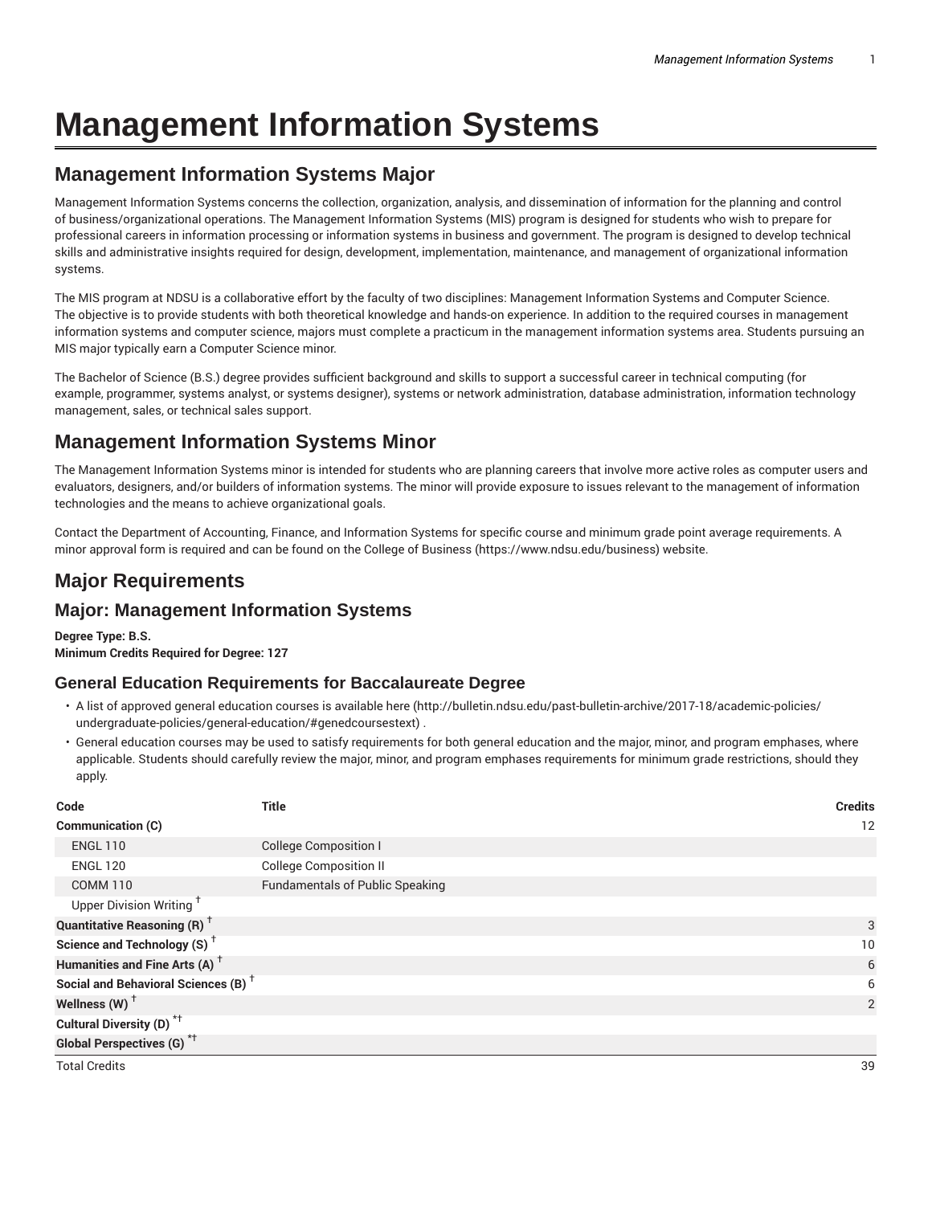# Management Information Systems

## Management Information Systems Major

Management Information Systems concerns the collection, organization, analysis, and dissemination of information for the planning and control of business/organizational operations. The Management Information Systems (MIS) program is designed for students who wish to prepare for professional careers in information processing or information systems in business and government. The program is designed to develop technical skills and administrative insights required for design, development, implementation, maintenance, and management of organizational information systems.

The MIS program at NDSU is a collaborative effort by the faculty of two disciplines: Management Information Systems and Computer Science. The objective is to provide students with both theoretical knowledge and hands-on experience. In addition to the required courses in management information systems and computer science, majors must complete a practicum in the management information systems area. Students pursuing an MIS major typically earn a Computer Science minor.

The Bachelor of Science (B.S.) degree provides sufficient background and skills to support a successful career in technical computing (for example, programmer, systems analyst, or systems designer), systems or network administration, database administration, information technology management, sales, or technical sales support.

## Management Information Systems Minor

The Management Information Systems minor is intended for students who are planning careers that involve more active roles as computer users and evaluators, designers, and/or builders of information systems. The minor will provide exposure to issues relevant to the management of information technologies and the means to achieve organizational goals.

Contact the Department of Accounting, Finance, and Information Systems for specific course and minimum grade point average requirements. A minor approval form is required and can be found on the College of Business (https://www.ndsu.edu/business) website.

## Major Requirements

### Major: Management Information Systems

**Degree Type: B.S.**
**Minimum Credits Required for Degree: 127**

### General Education Requirements for Baccalaureate Degree

- A list of approved general education courses is available here (http://bulletin.ndsu.edu/past-bulletin-archive/2017-18/academic-policies/undergraduate-policies/general-education/#genedcoursestext) .
- General education courses may be used to satisfy requirements for both general education and the major, minor, and program emphases, where applicable. Students should carefully review the major, minor, and program emphases requirements for minimum grade restrictions, should they apply.

| Code | Title | Credits |
|---|---|---|
| **Communication (C)** | | 12 |
| ENGL 110 | College Composition I | |
| ENGL 120 | College Composition II | |
| COMM 110 | Fundamentals of Public Speaking | |
| Upper Division Writing † | | |
| **Quantitative Reasoning (R)** † | | 3 |
| **Science and Technology (S)** † | | 10 |
| **Humanities and Fine Arts (A)** † | | 6 |
| **Social and Behavioral Sciences (B)** † | | 6 |
| **Wellness (W)** † | | 2 |
| **Cultural Diversity (D)** *† | | |
| **Global Perspectives (G)** *† | | |
| Total Credits | | 39 |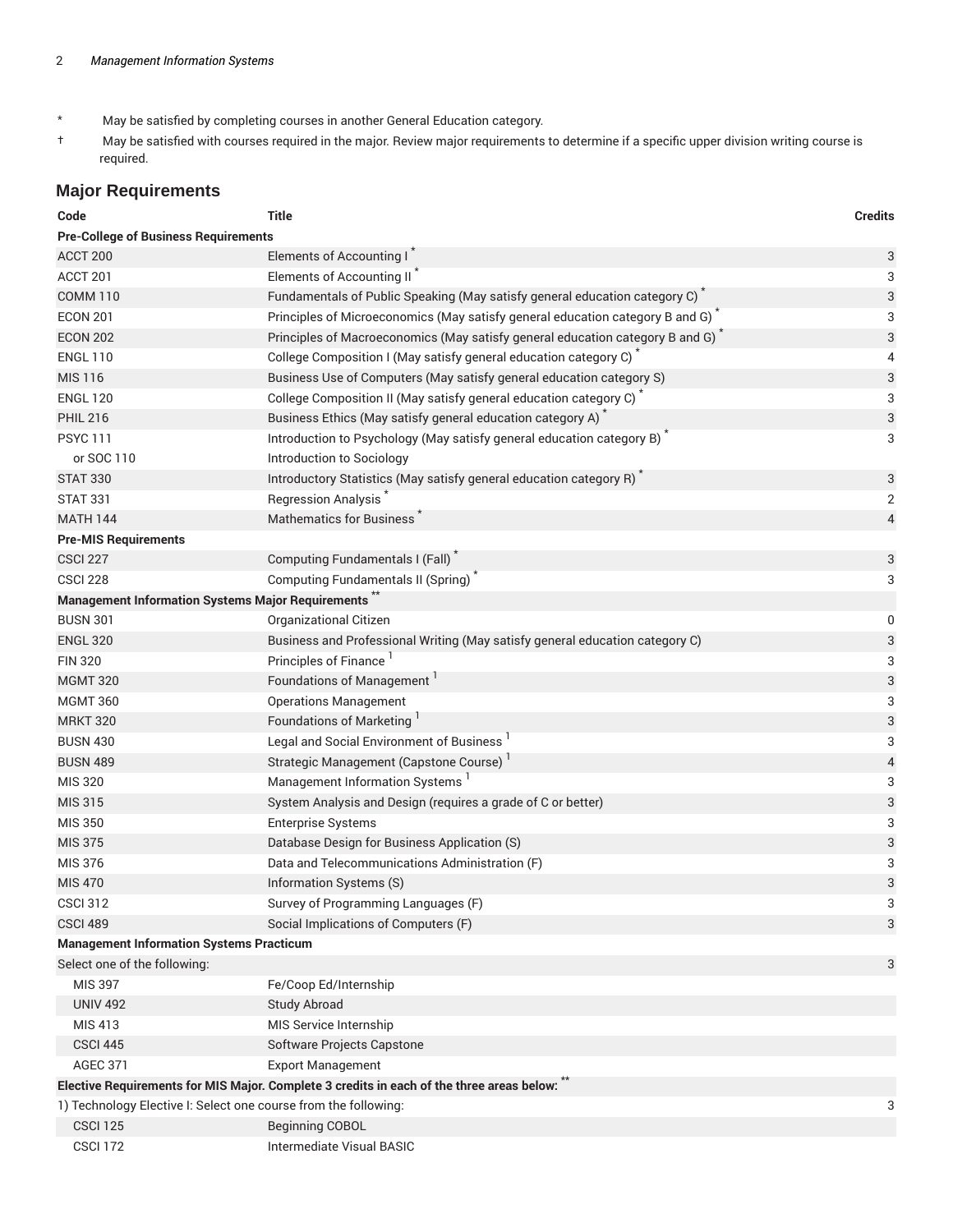| * | May be satisfied by completing courses in another General Education category. |
|---|---|
| † | May be satisfied with courses required in the major. Review major requirements to determine if a specific upper division writing course is required. |

## Major Requirements

| Code | Title | Credits |
|---|---|---|
| **Pre-College of Business Requirements** | | |
| ACCT 200 | Elements of Accounting I * | 3 |
| ACCT 201 | Elements of Accounting II * | 3 |
| COMM 110 | Fundamentals of Public Speaking (May satisfy general education category C) * | 3 |
| ECON 201 | Principles of Microeconomics (May satisfy general education category B and G) * | 3 |
| ECON 202 | Principles of Macroeconomics (May satisfy general education category B and G) * | 3 |
| ENGL 110 | College Composition I (May satisfy general education category C) * | 4 |
| MIS 116 | Business Use of Computers (May satisfy general education category S) | 3 |
| ENGL 120 | College Composition II (May satisfy general education category C) * | 3 |
| PHIL 216 | Business Ethics (May satisfy general education category A) * | 3 |
| PSYC 111 | Introduction to Psychology (May satisfy general education category B) * | 3 |
| or SOC 110 | Introduction to Sociology | |
| STAT 330 | Introductory Statistics (May satisfy general education category R) * | 3 |
| STAT 331 | Regression Analysis * | 2 |
| MATH 144 | Mathematics for Business * | 4 |
| **Pre-MIS Requirements** | | |
| CSCI 227 | Computing Fundamentals I (Fall) * | 3 |
| CSCI 228 | Computing Fundamentals II (Spring) * | 3 |
| **Management Information Systems Major Requirements** ** | | |
| BUSN 301 | Organizational Citizen | 0 |
| ENGL 320 | Business and Professional Writing (May satisfy general education category C) | 3 |
| FIN 320 | Principles of Finance [1] | 3 |
| MGMT 320 | Foundations of Management [1] | 3 |
| MGMT 360 | Operations Management | 3 |
| MRKT 320 | Foundations of Marketing [1] | 3 |
| BUSN 430 | Legal and Social Environment of Business [1] | 3 |
| BUSN 489 | Strategic Management (Capstone Course) [1] | 4 |
| MIS 320 | Management Information Systems [1] | 3 |
| MIS 315 | System Analysis and Design (requires a grade of C or better) | 3 |
| MIS 350 | Enterprise Systems | 3 |
| MIS 375 | Database Design for Business Application (S) | 3 |
| MIS 376 | Data and Telecommunications Administration (F) | 3 |
| MIS 470 | Information Systems (S) | 3 |
| CSCI 312 | Survey of Programming Languages (F) | 3 |
| CSCI 489 | Social Implications of Computers (F) | 3 |
| **Management Information Systems Practicum** | | |
| Select one of the following: | | 3 |
| MIS 397 | Fe/Coop Ed/Internship | |
| UNIV 492 | Study Abroad | |
| MIS 413 | MIS Service Internship | |
| CSCI 445 | Software Projects Capstone | |
| AGEC 371 | Export Management | |
| **Elective Requirements for MIS Major. Complete 3 credits in each of the three areas below:** ** | | |
| 1) Technology Elective I: Select one course from the following: | | 3 |
| CSCI 125 | Beginning COBOL | |
| CSCI 172 | Intermediate Visual BASIC | |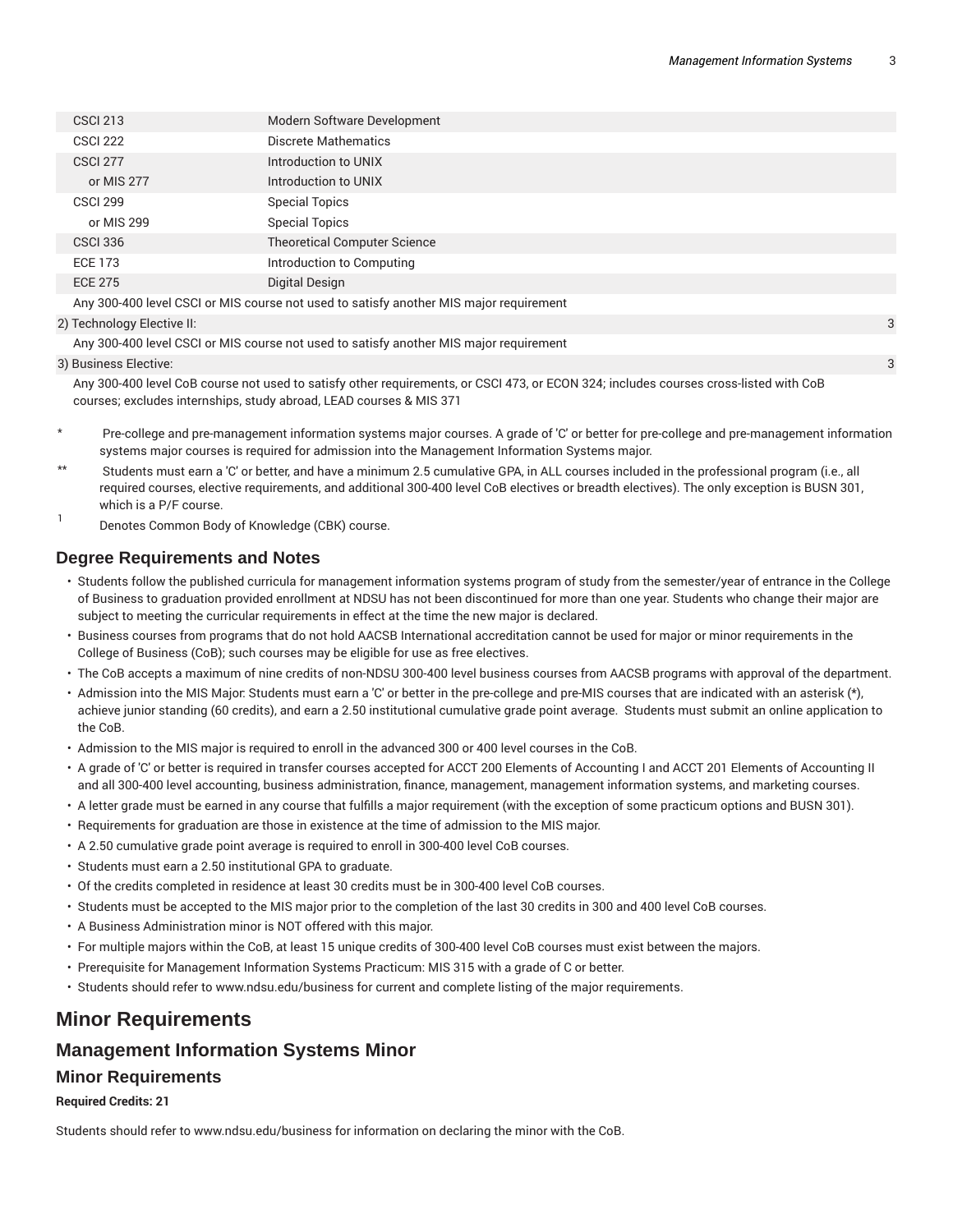| | | |
|---|---|---|
| CSCI 213 | Modern Software Development | |
| CSCI 222 | Discrete Mathematics | |
| CSCI 277 | Introduction to UNIX | |
| or MIS 277 | Introduction to UNIX | |
| CSCI 299 | Special Topics | |
| or MIS 299 | Special Topics | |
| CSCI 336 | Theoretical Computer Science | |
| ECE 173 | Introduction to Computing | |
| ECE 275 | Digital Design | |
| Any 300-400 level CSCI or MIS course not used to satisfy another MIS major requirement | | |
| 2) Technology Elective II: | | 3 |
| Any 300-400 level CSCI or MIS course not used to satisfy another MIS major requirement | | |
| 3) Business Elective: | | 3 |
| Any 300-400 level CoB course not used to satisfy other requirements, or CSCI 473, or ECON 324; includes courses cross-listed with CoB courses; excludes internships, study abroad, LEAD courses & MIS 371 | | |

\* Pre-college and pre-management information systems major courses. A grade of 'C' or better for pre-college and pre-management information systems major courses is required for admission into the Management Information Systems major.

\** Students must earn a 'C' or better, and have a minimum 2.5 cumulative GPA, in ALL courses included in the professional program (i.e., all required courses, elective requirements, and additional 300-400 level CoB electives or breadth electives). The only exception is BUSN 301, which is a P/F course.

[1] Denotes Common Body of Knowledge (CBK) course.

### Degree Requirements and Notes

- Students follow the published curricula for management information systems program of study from the semester/year of entrance in the College of Business to graduation provided enrollment at NDSU has not been discontinued for more than one year. Students who change their major are subject to meeting the curricular requirements in effect at the time the new major is declared.
- Business courses from programs that do not hold AACSB International accreditation cannot be used for major or minor requirements in the College of Business (CoB); such courses may be eligible for use as free electives.
- The CoB accepts a maximum of nine credits of non-NDSU 300-400 level business courses from AACSB programs with approval of the department.
- Admission into the MIS Major: Students must earn a 'C' or better in the pre-college and pre-MIS courses that are indicated with an asterisk (*), achieve junior standing (60 credits), and earn a 2.50 institutional cumulative grade point average. Students must submit an online application to the CoB.
- Admission to the MIS major is required to enroll in the advanced 300 or 400 level courses in the CoB.
- A grade of 'C' or better is required in transfer courses accepted for ACCT 200 Elements of Accounting I and ACCT 201 Elements of Accounting II and all 300-400 level accounting, business administration, finance, management, management information systems, and marketing courses.
- A letter grade must be earned in any course that fulfills a major requirement (with the exception of some practicum options and BUSN 301).
- Requirements for graduation are those in existence at the time of admission to the MIS major.
- A 2.50 cumulative grade point average is required to enroll in 300-400 level CoB courses.
- Students must earn a 2.50 institutional GPA to graduate.
- Of the credits completed in residence at least 30 credits must be in 300-400 level CoB courses.
- Students must be accepted to the MIS major prior to the completion of the last 30 credits in 300 and 400 level CoB courses.
- A Business Administration minor is NOT offered with this major.
- For multiple majors within the CoB, at least 15 unique credits of 300-400 level CoB courses must exist between the majors.
- Prerequisite for Management Information Systems Practicum: MIS 315 with a grade of C or better.
- Students should refer to www.ndsu.edu/business for current and complete listing of the major requirements.

# Minor Requirements

## Management Information Systems Minor

### Minor Requirements

**Required Credits: 21**

Students should refer to www.ndsu.edu/business for information on declaring the minor with the CoB.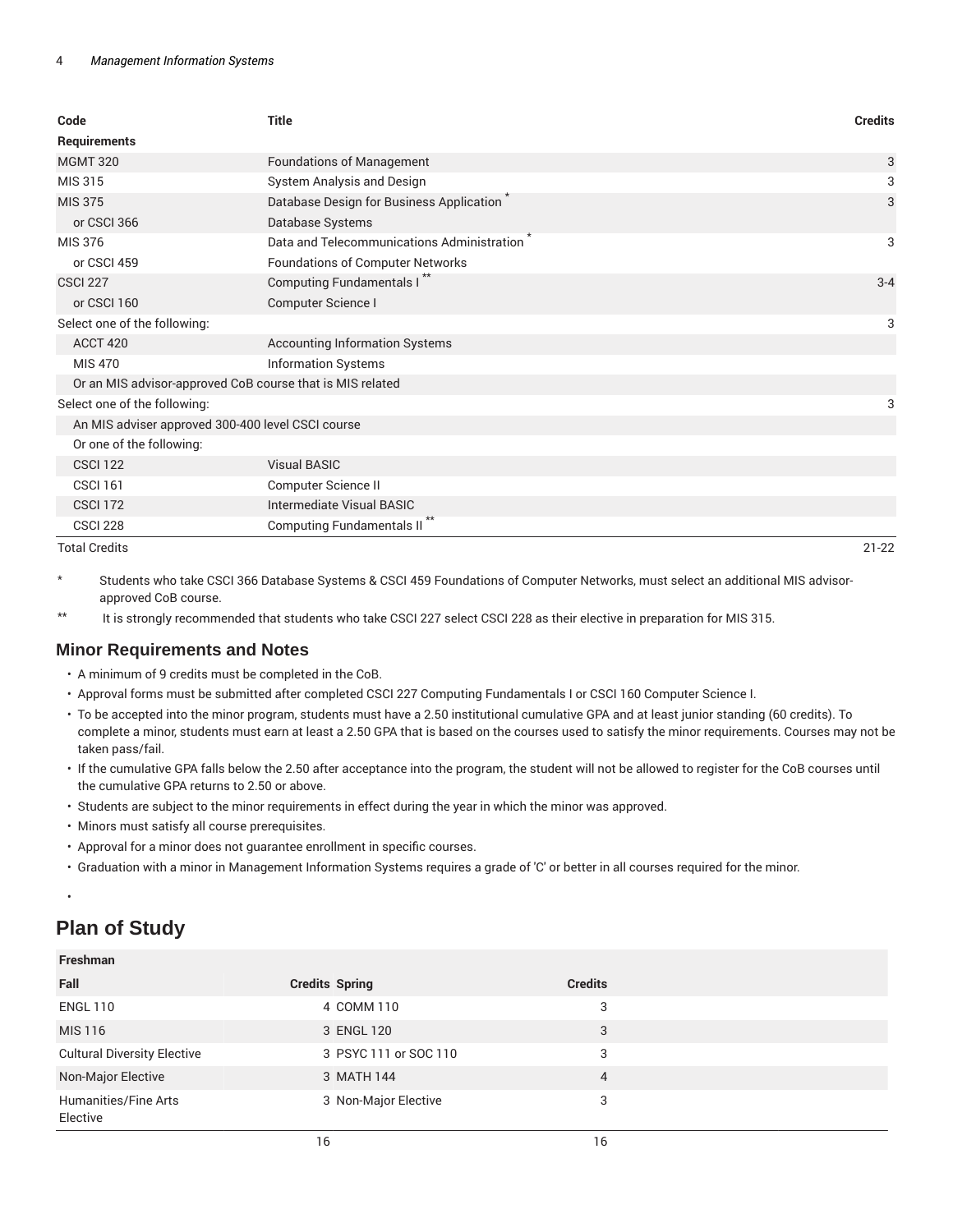| Code | Title | Credits |
|---|---|---|
| **Requirements** | | |
| MGMT 320 | Foundations of Management | 3 |
| MIS 315 | System Analysis and Design | 3 |
| MIS 375 | Database Design for Business Application * | 3 |
| or CSCI 366 | Database Systems | |
| MIS 376 | Data and Telecommunications Administration * | 3 |
| or CSCI 459 | Foundations of Computer Networks | |
| CSCI 227 | Computing Fundamentals I ** | 3-4 |
| or CSCI 160 | Computer Science I | |
| Select one of the following: | | 3 |
| ACCT 420 | Accounting Information Systems | |
| MIS 470 | Information Systems | |
| Or an MIS advisor-approved CoB course that is MIS related | | |
| Select one of the following: | | 3 |
| An MIS adviser approved 300-400 level CSCI course | | |
| Or one of the following: | | |
| CSCI 122 | Visual BASIC | |
| CSCI 161 | Computer Science II | |
| CSCI 172 | Intermediate Visual BASIC | |
| CSCI 228 | Computing Fundamentals II ** | |
| Total Credits | | 21-22 |

\* Students who take CSCI 366 Database Systems & CSCI 459 Foundations of Computer Networks, must select an additional MIS advisor-approved CoB course.

\*\* It is strongly recommended that students who take CSCI 227 select CSCI 228 as their elective in preparation for MIS 315.

### Minor Requirements and Notes

- A minimum of 9 credits must be completed in the CoB.
- Approval forms must be submitted after completed CSCI 227 Computing Fundamentals I or CSCI 160 Computer Science I.
- To be accepted into the minor program, students must have a 2.50 institutional cumulative GPA and at least junior standing (60 credits). To complete a minor, students must earn at least a 2.50 GPA that is based on the courses used to satisfy the minor requirements. Courses may not be taken pass/fail.
- If the cumulative GPA falls below the 2.50 after acceptance into the program, the student will not be allowed to register for the CoB courses until the cumulative GPA returns to 2.50 or above.
- Students are subject to the minor requirements in effect during the year in which the minor was approved.
- Minors must satisfy all course prerequisites.
- Approval for a minor does not guarantee enrollment in specific courses.
- Graduation with a minor in Management Information Systems requires a grade of 'C' or better in all courses required for the minor.

## Plan of Study

| Freshman | | | |
|---|---|---|---|
| **Fall** | **Credits** | **Spring** | **Credits** |
| ENGL 110 | 4 | COMM 110 | 3 |
| MIS 116 | 3 | ENGL 120 | 3 |
| Cultural Diversity Elective | 3 | PSYC 111 or SOC 110 | 3 |
| Non-Major Elective | 3 | MATH 144 | 4 |
| Humanities/Fine Arts Elective | 3 | Non-Major Elective | 3 |
| | 16 | | 16 |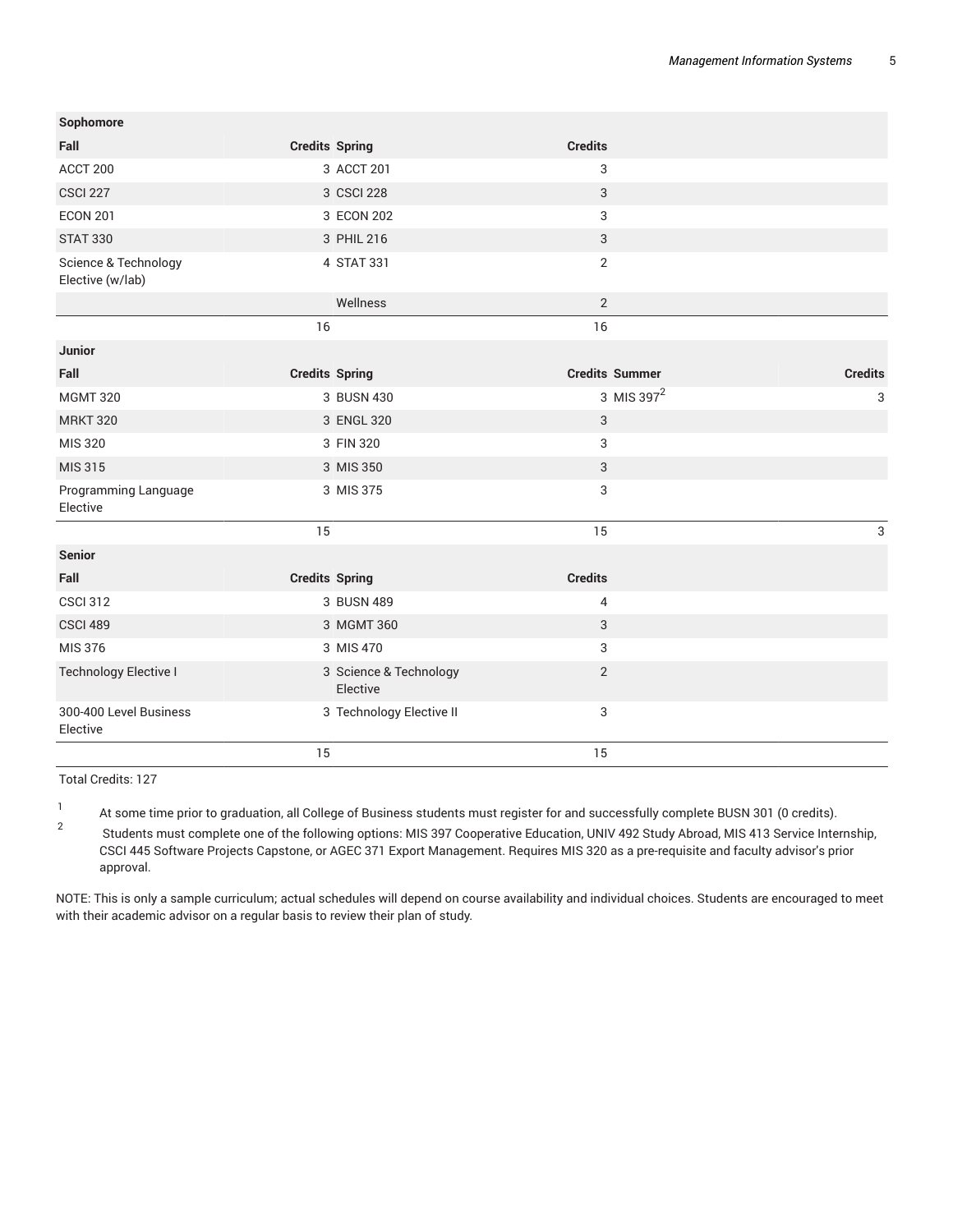| Sophomore | | | | | |
| --- | --- | --- | --- | --- | --- |
| Fall | Credits | Spring | Credits | | |
| ACCT 200 | 3 | ACCT 201 | 3 | | |
| CSCI 227 | 3 | CSCI 228 | 3 | | |
| ECON 201 | 3 | ECON 202 | 3 | | |
| STAT 330 | 3 | PHIL 216 | 3 | | |
| Science & Technology Elective (w/lab) | 4 | STAT 331 | 2 | | |
| | | Wellness | 2 | | |
| | 16 | | 16 | | |
| **Junior** | | | | | |
| Fall | Credits | Spring | Credits | Summer | Credits |
| MGMT 320 | 3 | BUSN 430 | 3 | MIS 397[2] | 3 |
| MRKT 320 | 3 | ENGL 320 | 3 | | |
| MIS 320 | 3 | FIN 320 | 3 | | |
| MIS 315 | 3 | MIS 350 | 3 | | |
| Programming Language Elective | 3 | MIS 375 | 3 | | |
| | 15 | | 15 | | 3 |
| **Senior** | | | | | |
| Fall | Credits | Spring | Credits | | |
| CSCI 312 | 3 | BUSN 489 | 4 | | |
| CSCI 489 | 3 | MGMT 360 | 3 | | |
| MIS 376 | 3 | MIS 470 | 3 | | |
| Technology Elective I | 3 | Science & Technology Elective | 2 | | |
| 300-400 Level Business Elective | 3 | Technology Elective II | 3 | | |
| | 15 | | 15 | | |

Total Credits: 127

1. At some time prior to graduation, all College of Business students must register for and successfully complete BUSN 301 (0 credits).
2. Students must complete one of the following options: MIS 397 Cooperative Education, UNIV 492 Study Abroad, MIS 413 Service Internship, CSCI 445 Software Projects Capstone, or AGEC 371 Export Management. Requires MIS 320 as a pre-requisite and faculty advisor's prior approval.

NOTE: This is only a sample curriculum; actual schedules will depend on course availability and individual choices. Students are encouraged to meet with their academic advisor on a regular basis to review their plan of study.